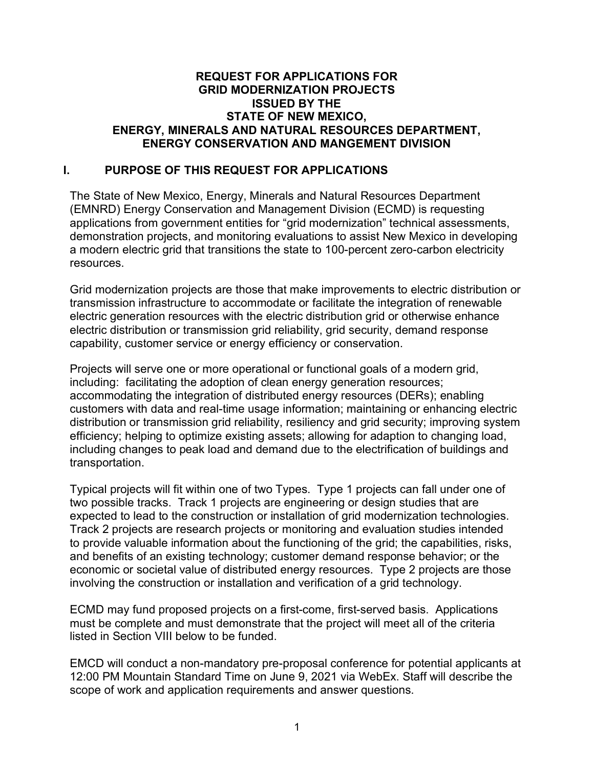# REQUEST FOR APPLICATIONS FOR GRID MODERNIZATION PROJECTS ISSUED BY THE STATE OF NEW MEXICO, ENERGY, MINERALS AND NATURAL RESOURCES DEPARTMENT, ENERGY CONSERVATION AND MANGEMENT DIVISION

## I. PURPOSE OF THIS REQUEST FOR APPLICATIONS

The State of New Mexico, Energy, Minerals and Natural Resources Department (EMNRD) Energy Conservation and Management Division (ECMD) is requesting applications from government entities for "grid modernization" technical assessments, demonstration projects, and monitoring evaluations to assist New Mexico in developing a modern electric grid that transitions the state to 100-percent zero-carbon electricity resources.

Grid modernization projects are those that make improvements to electric distribution or transmission infrastructure to accommodate or facilitate the integration of renewable electric generation resources with the electric distribution grid or otherwise enhance electric distribution or transmission grid reliability, grid security, demand response capability, customer service or energy efficiency or conservation.

Projects will serve one or more operational or functional goals of a modern grid, including: facilitating the adoption of clean energy generation resources; accommodating the integration of distributed energy resources (DERs); enabling customers with data and real-time usage information; maintaining or enhancing electric distribution or transmission grid reliability, resiliency and grid security; improving system efficiency; helping to optimize existing assets; allowing for adaption to changing load, including changes to peak load and demand due to the electrification of buildings and transportation.

Typical projects will fit within one of two Types. Type 1 projects can fall under one of two possible tracks. Track 1 projects are engineering or design studies that are expected to lead to the construction or installation of grid modernization technologies. Track 2 projects are research projects or monitoring and evaluation studies intended to provide valuable information about the functioning of the grid; the capabilities, risks, and benefits of an existing technology; customer demand response behavior; or the economic or societal value of distributed energy resources. Type 2 projects are those involving the construction or installation and verification of a grid technology.

ECMD may fund proposed projects on a first-come, first-served basis. Applications must be complete and must demonstrate that the project will meet all of the criteria listed in Section VIII below to be funded.

EMCD will conduct a non-mandatory pre-proposal conference for potential applicants at 12:00 PM Mountain Standard Time on June 9, 2021 via WebEx. Staff will describe the scope of work and application requirements and answer questions.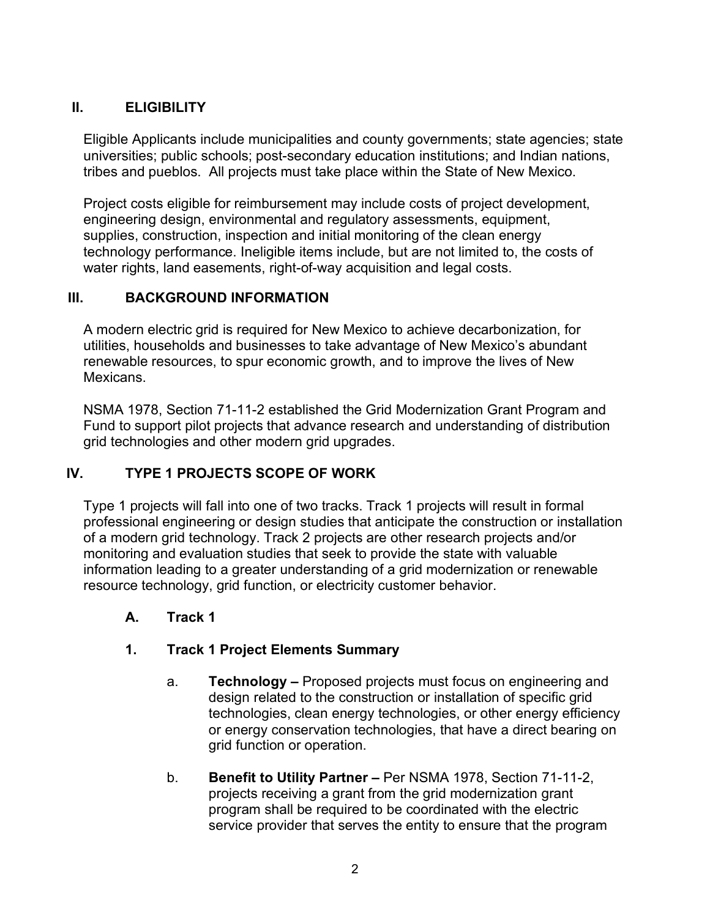## II. ELIGIBILITY

Eligible Applicants include municipalities and county governments; state agencies; state universities; public schools; post-secondary education institutions; and Indian nations, tribes and pueblos. All projects must take place within the State of New Mexico.

Project costs eligible for reimbursement may include costs of project development, engineering design, environmental and regulatory assessments, equipment, supplies, construction, inspection and initial monitoring of the clean energy technology performance. Ineligible items include, but are not limited to, the costs of water rights, land easements, right-of-way acquisition and legal costs.

## III. BACKGROUND INFORMATION

A modern electric grid is required for New Mexico to achieve decarbonization, for utilities, households and businesses to take advantage of New Mexico's abundant renewable resources, to spur economic growth, and to improve the lives of New Mexicans.

NSMA 1978, Section 71-11-2 established the Grid Modernization Grant Program and Fund to support pilot projects that advance research and understanding of distribution grid technologies and other modern grid upgrades.

## IV. TYPE 1 PROJECTS SCOPE OF WORK

Type 1 projects will fall into one of two tracks. Track 1 projects will result in formal professional engineering or design studies that anticipate the construction or installation of a modern grid technology. Track 2 projects are other research projects and/or monitoring and evaluation studies that seek to provide the state with valuable information leading to a greater understanding of a grid modernization or renewable resource technology, grid function, or electricity customer behavior.

### A. Track 1

### 1. Track 1 Project Elements Summary

a. **Technology –** Proposed projects must focus on engineering and design related to the construction or installation of specific grid technologies, clean energy technologies, or other energy efficiency or energy conservation technologies, that have a direct bearing on grid function or operation.

b. **Benefit to Utility Partner –** Per NSMA 1978, Section 71-11-2, projects receiving a grant from the grid modernization grant program shall be required to be coordinated with the electric service provider that serves the entity to ensure that the program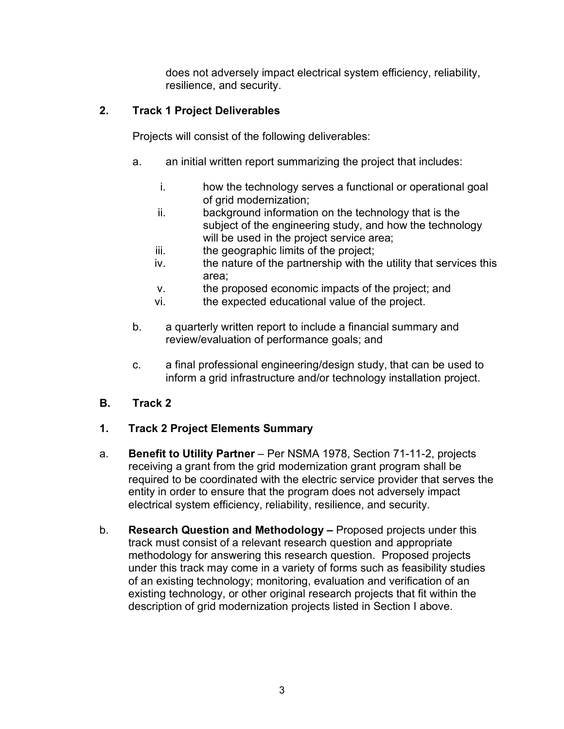does not adversely impact electrical system efficiency, reliability, resilience, and security.

### 2. Track 1 Project Deliverables

Projects will consist of the following deliverables:

a. an initial written report summarizing the project that includes:

   i. how the technology serves a functional or operational goal of grid modernization;
   ii. background information on the technology that is the subject of the engineering study, and how the technology will be used in the project service area;
   iii. the geographic limits of the project;
   iv. the nature of the partnership with the utility that services this area;
   v. the proposed economic impacts of the project; and
   vi. the expected educational value of the project.

b. a quarterly written report to include a financial summary and review/evaluation of performance goals; and

c. a final professional engineering/design study, that can be used to inform a grid infrastructure and/or technology installation project.

## B. Track 2

### 1. Track 2 Project Elements Summary

a. **Benefit to Utility Partner** – Per NSMA 1978, Section 71-11-2, projects receiving a grant from the grid modernization grant program shall be required to be coordinated with the electric service provider that serves the entity in order to ensure that the program does not adversely impact electrical system efficiency, reliability, resilience, and security.

b. **Research Question and Methodology –** Proposed projects under this track must consist of a relevant research question and appropriate methodology for answering this research question. Proposed projects under this track may come in a variety of forms such as feasibility studies of an existing technology; monitoring, evaluation and verification of an existing technology, or other original research projects that fit within the description of grid modernization projects listed in Section I above.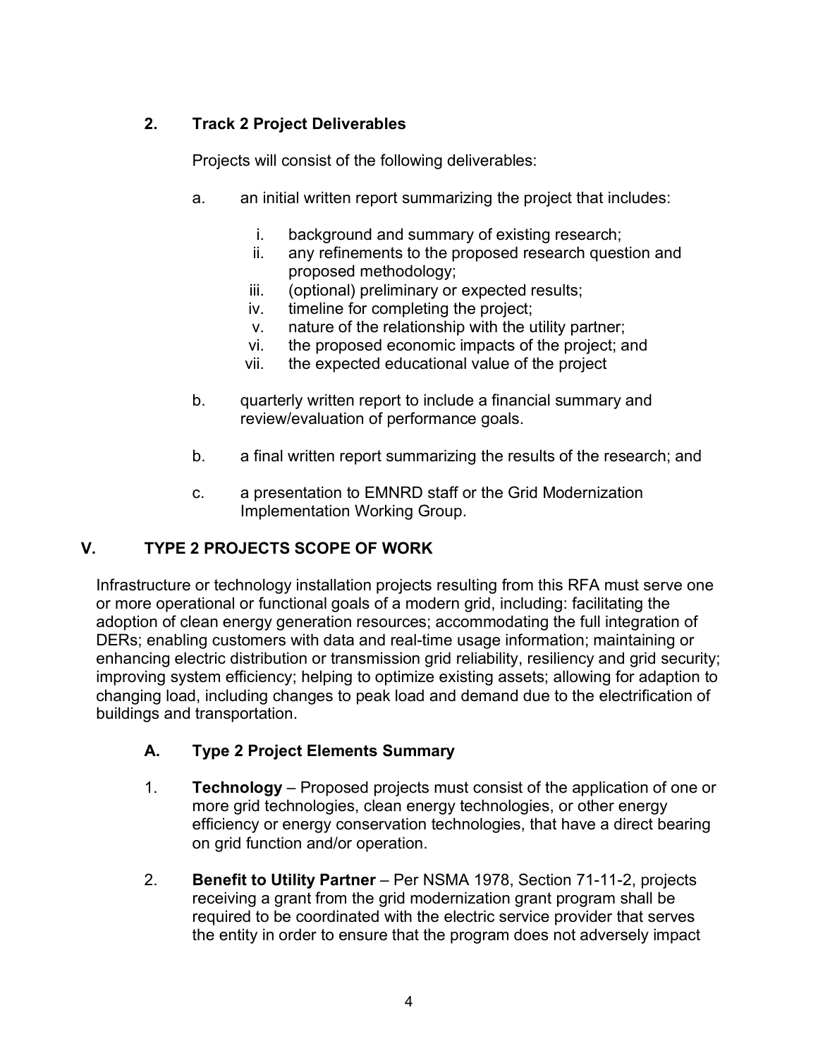### 2. Track 2 Project Deliverables

Projects will consist of the following deliverables:

a. an initial written report summarizing the project that includes:

   i. background and summary of existing research;
   ii. any refinements to the proposed research question and proposed methodology;
   iii. (optional) preliminary or expected results;
   iv. timeline for completing the project;
   v. nature of the relationship with the utility partner;
   vi. the proposed economic impacts of the project; and
   vii. the expected educational value of the project

b. quarterly written report to include a financial summary and review/evaluation of performance goals.

b. a final written report summarizing the results of the research; and

c. a presentation to EMNRD staff or the Grid Modernization Implementation Working Group.

## V. TYPE 2 PROJECTS SCOPE OF WORK

Infrastructure or technology installation projects resulting from this RFA must serve one or more operational or functional goals of a modern grid, including: facilitating the adoption of clean energy generation resources; accommodating the full integration of DERs; enabling customers with data and real-time usage information; maintaining or enhancing electric distribution or transmission grid reliability, resiliency and grid security; improving system efficiency; helping to optimize existing assets; allowing for adaption to changing load, including changes to peak load and demand due to the electrification of buildings and transportation.

### A. Type 2 Project Elements Summary

1. **Technology** – Proposed projects must consist of the application of one or more grid technologies, clean energy technologies, or other energy efficiency or energy conservation technologies, that have a direct bearing on grid function and/or operation.

2. **Benefit to Utility Partner** – Per NSMA 1978, Section 71-11-2, projects receiving a grant from the grid modernization grant program shall be required to be coordinated with the electric service provider that serves the entity in order to ensure that the program does not adversely impact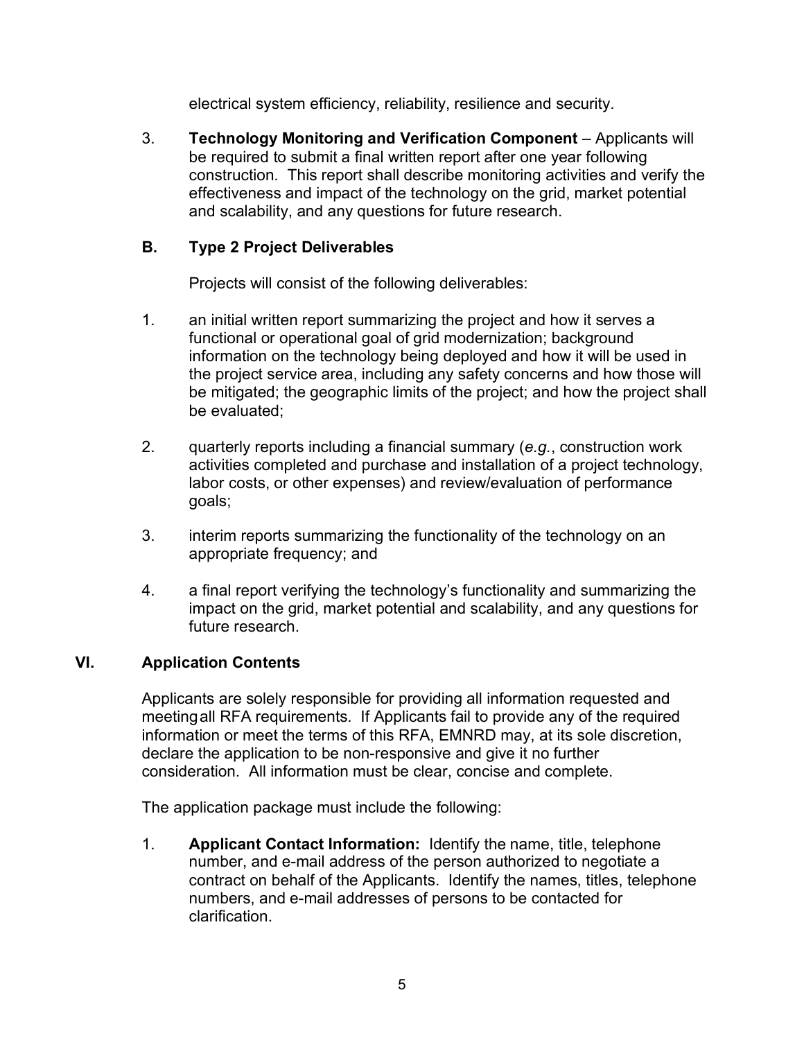electrical system efficiency, reliability, resilience and security.

3. **Technology Monitoring and Verification Component** – Applicants will be required to submit a final written report after one year following construction. This report shall describe monitoring activities and verify the effectiveness and impact of the technology on the grid, market potential and scalability, and any questions for future research.

### B. Type 2 Project Deliverables

Projects will consist of the following deliverables:

1. an initial written report summarizing the project and how it serves a functional or operational goal of grid modernization; background information on the technology being deployed and how it will be used in the project service area, including any safety concerns and how those will be mitigated; the geographic limits of the project; and how the project shall be evaluated;

2. quarterly reports including a financial summary (*e.g.*, construction work activities completed and purchase and installation of a project technology, labor costs, or other expenses) and review/evaluation of performance goals;

3. interim reports summarizing the functionality of the technology on an appropriate frequency; and

4. a final report verifying the technology's functionality and summarizing the impact on the grid, market potential and scalability, and any questions for future research.

## VI. Application Contents

Applicants are solely responsible for providing all information requested and meeting all RFA requirements. If Applicants fail to provide any of the required information or meet the terms of this RFA, EMNRD may, at its sole discretion, declare the application to be non-responsive and give it no further consideration. All information must be clear, concise and complete.

The application package must include the following:

1. **Applicant Contact Information:** Identify the name, title, telephone number, and e-mail address of the person authorized to negotiate a contract on behalf of the Applicants. Identify the names, titles, telephone numbers, and e-mail addresses of persons to be contacted for clarification.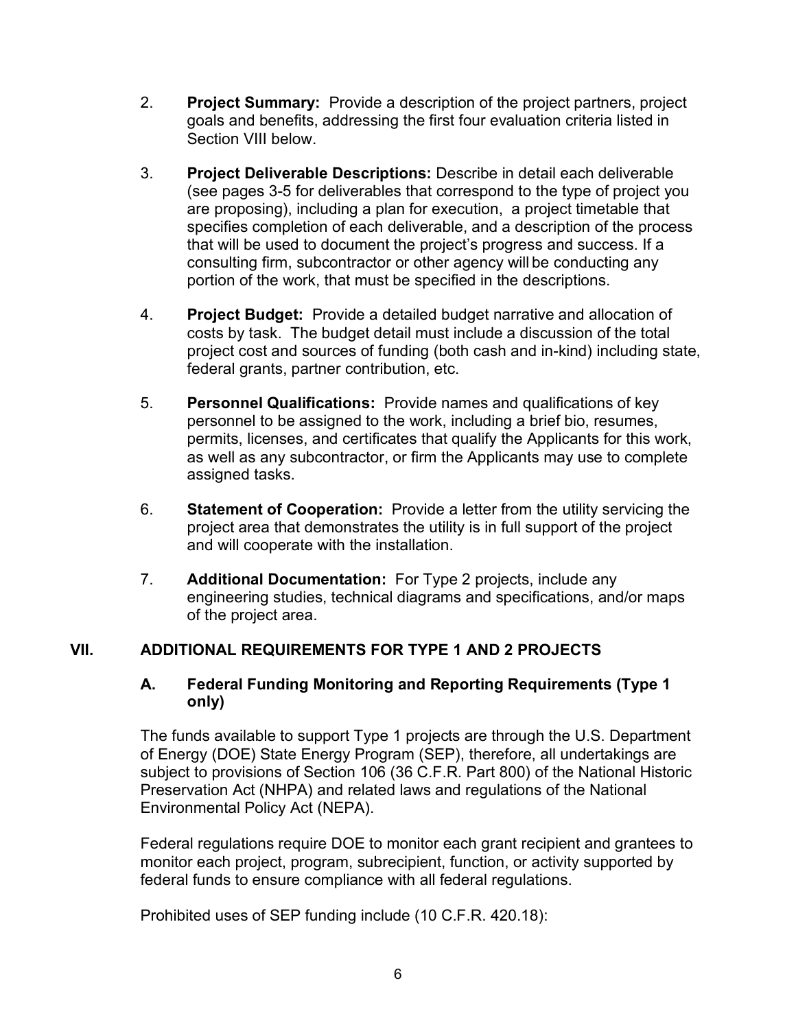2. **Project Summary:** Provide a description of the project partners, project goals and benefits, addressing the first four evaluation criteria listed in Section VIII below.

3. **Project Deliverable Descriptions:** Describe in detail each deliverable (see pages 3-5 for deliverables that correspond to the type of project you are proposing), including a plan for execution, a project timetable that specifies completion of each deliverable, and a description of the process that will be used to document the project's progress and success. If a consulting firm, subcontractor or other agency will be conducting any portion of the work, that must be specified in the descriptions.

4. **Project Budget:** Provide a detailed budget narrative and allocation of costs by task. The budget detail must include a discussion of the total project cost and sources of funding (both cash and in-kind) including state, federal grants, partner contribution, etc.

5. **Personnel Qualifications:** Provide names and qualifications of key personnel to be assigned to the work, including a brief bio, resumes, permits, licenses, and certificates that qualify the Applicants for this work, as well as any subcontractor, or firm the Applicants may use to complete assigned tasks.

6. **Statement of Cooperation:** Provide a letter from the utility servicing the project area that demonstrates the utility is in full support of the project and will cooperate with the installation.

7. **Additional Documentation:** For Type 2 projects, include any engineering studies, technical diagrams and specifications, and/or maps of the project area.

## VII. ADDITIONAL REQUIREMENTS FOR TYPE 1 AND 2 PROJECTS

### A. Federal Funding Monitoring and Reporting Requirements (Type 1 only)

The funds available to support Type 1 projects are through the U.S. Department of Energy (DOE) State Energy Program (SEP), therefore, all undertakings are subject to provisions of Section 106 (36 C.F.R. Part 800) of the National Historic Preservation Act (NHPA) and related laws and regulations of the National Environmental Policy Act (NEPA).

Federal regulations require DOE to monitor each grant recipient and grantees to monitor each project, program, subrecipient, function, or activity supported by federal funds to ensure compliance with all federal regulations.

Prohibited uses of SEP funding include (10 C.F.R. 420.18):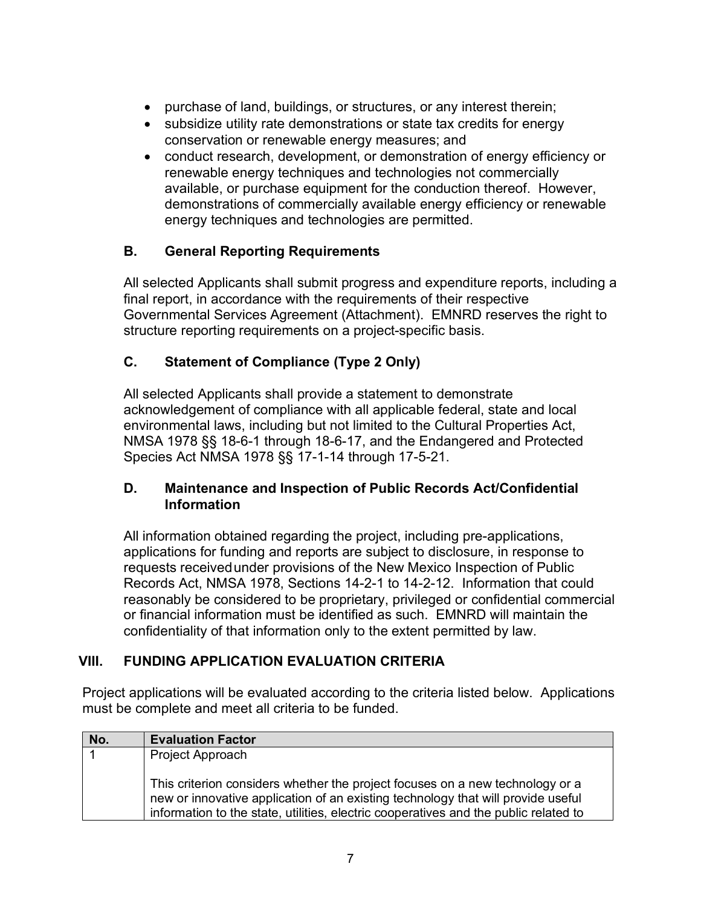- purchase of land, buildings, or structures, or any interest therein;
- subsidize utility rate demonstrations or state tax credits for energy conservation or renewable energy measures; and
- conduct research, development, or demonstration of energy efficiency or renewable energy techniques and technologies not commercially available, or purchase equipment for the conduction thereof. However, demonstrations of commercially available energy efficiency or renewable energy techniques and technologies are permitted.

### B. General Reporting Requirements

All selected Applicants shall submit progress and expenditure reports, including a final report, in accordance with the requirements of their respective Governmental Services Agreement (Attachment). EMNRD reserves the right to structure reporting requirements on a project-specific basis.

### C. Statement of Compliance (Type 2 Only)

All selected Applicants shall provide a statement to demonstrate acknowledgement of compliance with all applicable federal, state and local environmental laws, including but not limited to the Cultural Properties Act, NMSA 1978 §§ 18-6-1 through 18-6-17, and the Endangered and Protected Species Act NMSA 1978 §§ 17-1-14 through 17-5-21.

### D. Maintenance and Inspection of Public Records Act/Confidential Information

All information obtained regarding the project, including pre-applications, applications for funding and reports are subject to disclosure, in response to requests received under provisions of the New Mexico Inspection of Public Records Act, NMSA 1978, Sections 14-2-1 to 14-2-12. Information that could reasonably be considered to be proprietary, privileged or confidential commercial or financial information must be identified as such. EMNRD will maintain the confidentiality of that information only to the extent permitted by law.

## VIII. FUNDING APPLICATION EVALUATION CRITERIA

Project applications will be evaluated according to the criteria listed below. Applications must be complete and meet all criteria to be funded.

| No. | Evaluation Factor |
|---|---|
| 1 | Project Approach<br><br>This criterion considers whether the project focuses on a new technology or a new or innovative application of an existing technology that will provide useful information to the state, utilities, electric cooperatives and the public related to |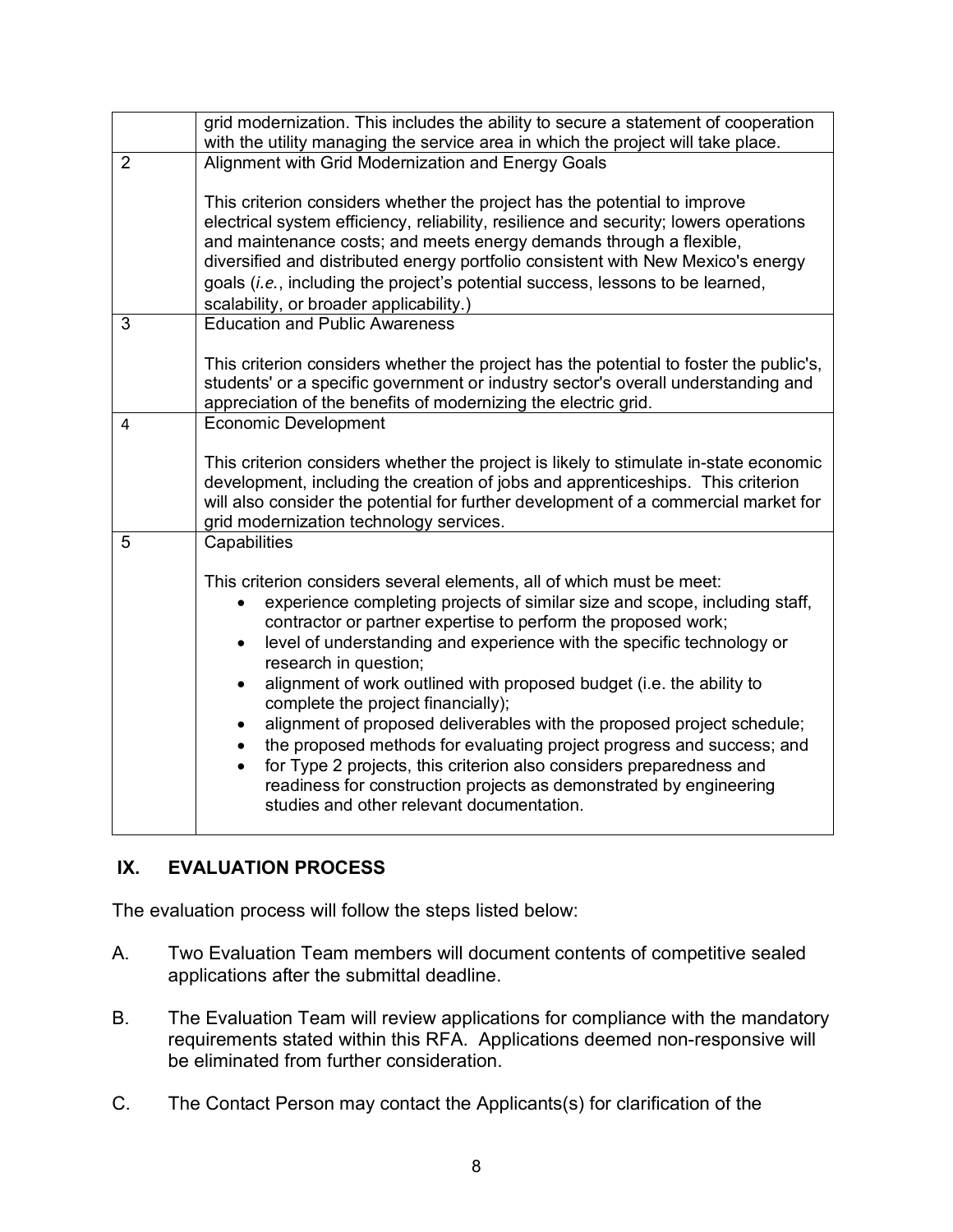| | |
|---|---|
| | grid modernization. This includes the ability to secure a statement of cooperation with the utility managing the service area in which the project will take place. |
| 2 | Alignment with Grid Modernization and Energy Goals<br><br>This criterion considers whether the project has the potential to improve electrical system efficiency, reliability, resilience and security; lowers operations and maintenance costs; and meets energy demands through a flexible, diversified and distributed energy portfolio consistent with New Mexico's energy goals (*i.e.*, including the project's potential success, lessons to be learned, scalability, or broader applicability.) |
| 3 | Education and Public Awareness<br><br>This criterion considers whether the project has the potential to foster the public's, students' or a specific government or industry sector's overall understanding and appreciation of the benefits of modernizing the electric grid. |
| 4 | Economic Development<br><br>This criterion considers whether the project is likely to stimulate in-state economic development, including the creation of jobs and apprenticeships. This criterion will also consider the potential for further development of a commercial market for grid modernization technology services. |
| 5 | Capabilities<br><br>This criterion considers several elements, all of which must be meet:<br>• experience completing projects of similar size and scope, including staff, contractor or partner expertise to perform the proposed work;<br>• level of understanding and experience with the specific technology or research in question;<br>• alignment of work outlined with proposed budget (i.e. the ability to complete the project financially);<br>• alignment of proposed deliverables with the proposed project schedule;<br>• the proposed methods for evaluating project progress and success; and<br>• for Type 2 projects, this criterion also considers preparedness and readiness for construction projects as demonstrated by engineering studies and other relevant documentation. |

## IX. EVALUATION PROCESS

The evaluation process will follow the steps listed below:

A. Two Evaluation Team members will document contents of competitive sealed applications after the submittal deadline.

B. The Evaluation Team will review applications for compliance with the mandatory requirements stated within this RFA. Applications deemed non-responsive will be eliminated from further consideration.

C. The Contact Person may contact the Applicants(s) for clarification of the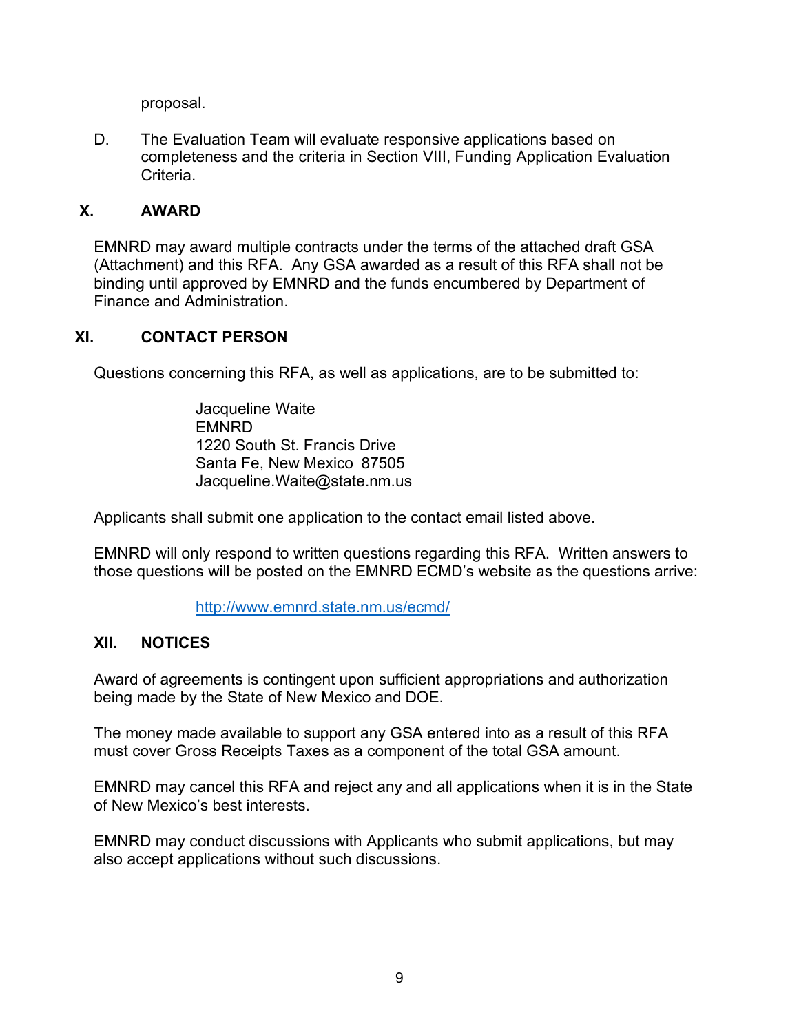proposal.

D. The Evaluation Team will evaluate responsive applications based on completeness and the criteria in Section VIII, Funding Application Evaluation Criteria.

## X. AWARD

EMNRD may award multiple contracts under the terms of the attached draft GSA (Attachment) and this RFA. Any GSA awarded as a result of this RFA shall not be binding until approved by EMNRD and the funds encumbered by Department of Finance and Administration.

## XI. CONTACT PERSON

Questions concerning this RFA, as well as applications, are to be submitted to:

Jacqueline Waite
EMNRD
1220 South St. Francis Drive
Santa Fe, New Mexico 87505
Jacqueline.Waite@state.nm.us

Applicants shall submit one application to the contact email listed above.

EMNRD will only respond to written questions regarding this RFA. Written answers to those questions will be posted on the EMNRD ECMD's website as the questions arrive:

http://www.emnrd.state.nm.us/ecmd/

## XII. NOTICES

Award of agreements is contingent upon sufficient appropriations and authorization being made by the State of New Mexico and DOE.

The money made available to support any GSA entered into as a result of this RFA must cover Gross Receipts Taxes as a component of the total GSA amount.

EMNRD may cancel this RFA and reject any and all applications when it is in the State of New Mexico's best interests.

EMNRD may conduct discussions with Applicants who submit applications, but may also accept applications without such discussions.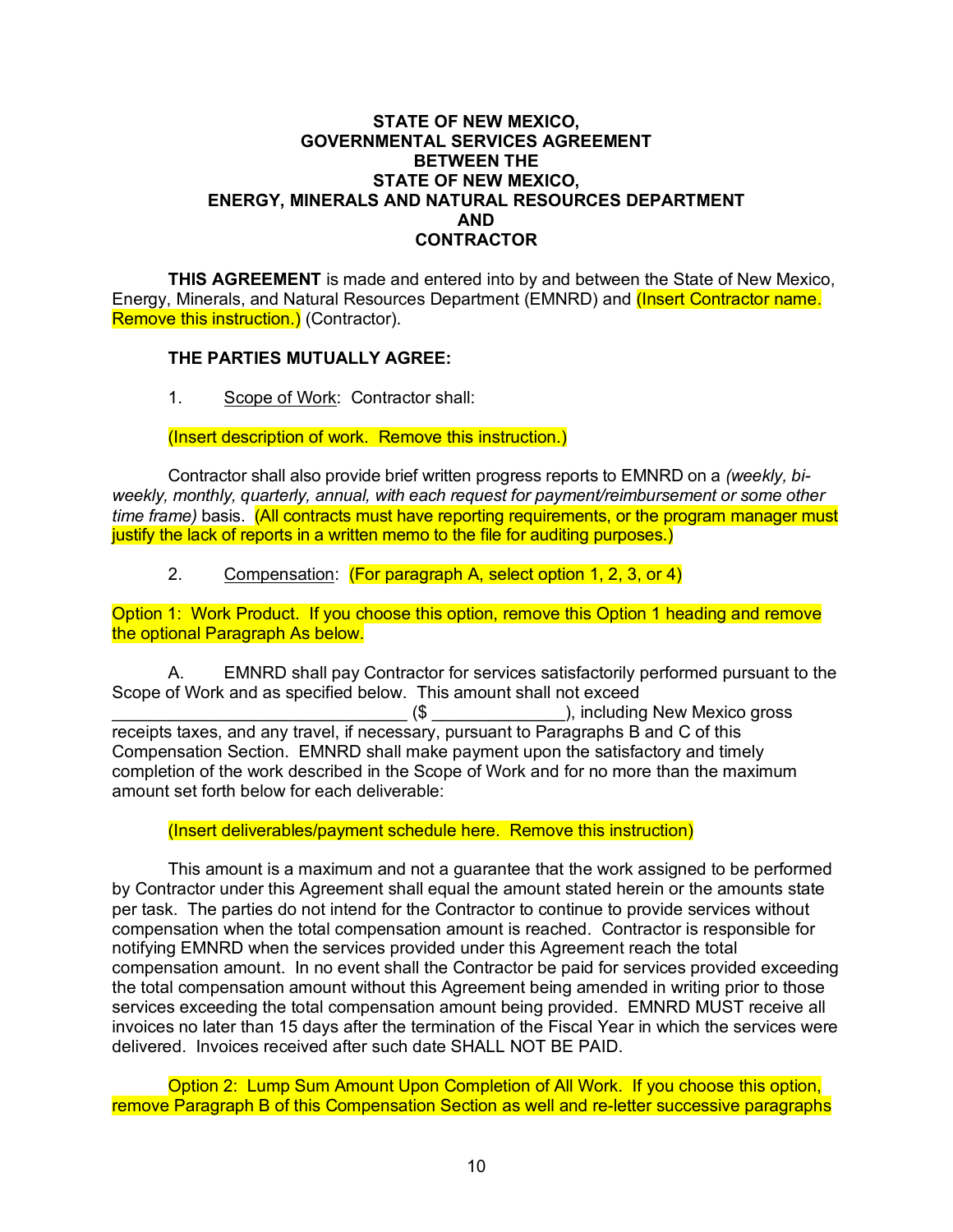**STATE OF NEW MEXICO,**
**GOVERNMENTAL SERVICES AGREEMENT**
**BETWEEN THE**
**STATE OF NEW MEXICO,**
**ENERGY, MINERALS AND NATURAL RESOURCES DEPARTMENT**
**AND**
**CONTRACTOR**

**THIS AGREEMENT** is made and entered into by and between the State of New Mexico, Energy, Minerals, and Natural Resources Department (EMNRD) and (Insert Contractor name. Remove this instruction.) (Contractor).

**THE PARTIES MUTUALLY AGREE:**

1. Scope of Work: Contractor shall:

(Insert description of work. Remove this instruction.)

Contractor shall also provide brief written progress reports to EMNRD on a *(weekly, bi-weekly, monthly, quarterly, annual, with each request for payment/reimbursement or some other time frame)* basis. (All contracts must have reporting requirements, or the program manager must justify the lack of reports in a written memo to the file for auditing purposes.)

2. Compensation: (For paragraph A, select option 1, 2, 3, or 4)

Option 1: Work Product. If you choose this option, remove this Option 1 heading and remove the optional Paragraph As below.

A. EMNRD shall pay Contractor for services satisfactorily performed pursuant to the Scope of Work and as specified below. This amount shall not exceed ______________________________ ($ ______________), including New Mexico gross receipts taxes, and any travel, if necessary, pursuant to Paragraphs B and C of this Compensation Section. EMNRD shall make payment upon the satisfactory and timely completion of the work described in the Scope of Work and for no more than the maximum amount set forth below for each deliverable:

(Insert deliverables/payment schedule here. Remove this instruction)

This amount is a maximum and not a guarantee that the work assigned to be performed by Contractor under this Agreement shall equal the amount stated herein or the amounts state per task. The parties do not intend for the Contractor to continue to provide services without compensation when the total compensation amount is reached. Contractor is responsible for notifying EMNRD when the services provided under this Agreement reach the total compensation amount. In no event shall the Contractor be paid for services provided exceeding the total compensation amount without this Agreement being amended in writing prior to those services exceeding the total compensation amount being provided. EMNRD MUST receive all invoices no later than 15 days after the termination of the Fiscal Year in which the services were delivered. Invoices received after such date SHALL NOT BE PAID.

Option 2: Lump Sum Amount Upon Completion of All Work. If you choose this option, remove Paragraph B of this Compensation Section as well and re-letter successive paragraphs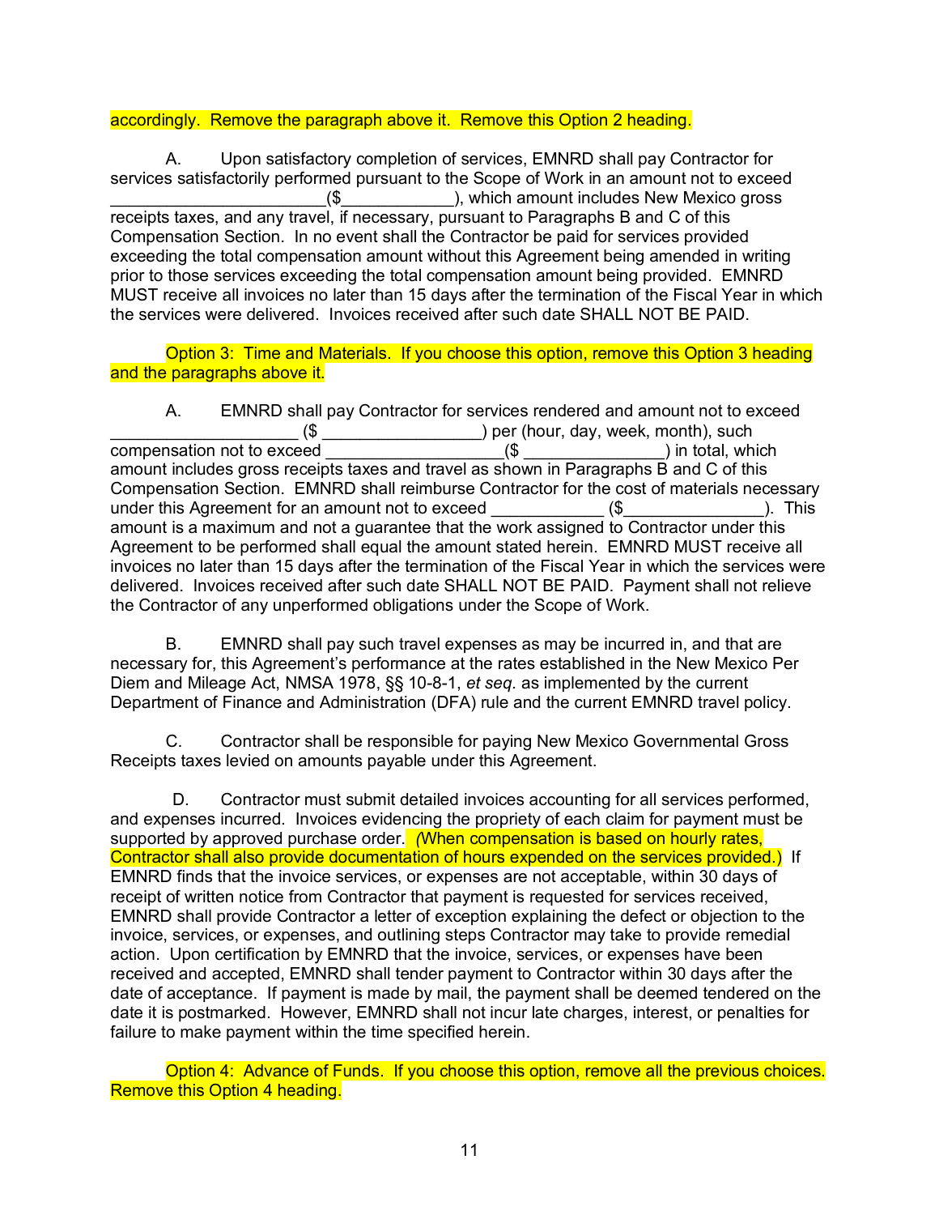accordingly. Remove the paragraph above it. Remove this Option 2 heading.

A. Upon satisfactory completion of services, EMNRD shall pay Contractor for services satisfactorily performed pursuant to the Scope of Work in an amount not to exceed ______________________($____________), which amount includes New Mexico gross receipts taxes, and any travel, if necessary, pursuant to Paragraphs B and C of this Compensation Section. In no event shall the Contractor be paid for services provided exceeding the total compensation amount without this Agreement being amended in writing prior to those services exceeding the total compensation amount being provided. EMNRD MUST receive all invoices no later than 15 days after the termination of the Fiscal Year in which the services were delivered. Invoices received after such date SHALL NOT BE PAID.

Option 3: Time and Materials. If you choose this option, remove this Option 3 heading and the paragraphs above it.

A. EMNRD shall pay Contractor for services rendered and amount not to exceed ____________________ ($ _________________) per (hour, day, week, month), such compensation not to exceed ___________________($ _______________) in total, which amount includes gross receipts taxes and travel as shown in Paragraphs B and C of this Compensation Section. EMNRD shall reimburse Contractor for the cost of materials necessary under this Agreement for an amount not to exceed ____________ ($_______________). This amount is a maximum and not a guarantee that the work assigned to Contractor under this Agreement to be performed shall equal the amount stated herein. EMNRD MUST receive all invoices no later than 15 days after the termination of the Fiscal Year in which the services were delivered. Invoices received after such date SHALL NOT BE PAID. Payment shall not relieve the Contractor of any unperformed obligations under the Scope of Work.

B. EMNRD shall pay such travel expenses as may be incurred in, and that are necessary for, this Agreement's performance at the rates established in the New Mexico Per Diem and Mileage Act, NMSA 1978, §§ 10-8-1, *et seq.* as implemented by the current Department of Finance and Administration (DFA) rule and the current EMNRD travel policy.

C. Contractor shall be responsible for paying New Mexico Governmental Gross Receipts taxes levied on amounts payable under this Agreement.

D. Contractor must submit detailed invoices accounting for all services performed, and expenses incurred. Invoices evidencing the propriety of each claim for payment must be supported by approved purchase order. *(When compensation is based on hourly rates, Contractor shall also provide documentation of hours expended on the services provided.)* If EMNRD finds that the invoice services, or expenses are not acceptable, within 30 days of receipt of written notice from Contractor that payment is requested for services received, EMNRD shall provide Contractor a letter of exception explaining the defect or objection to the invoice, services, or expenses, and outlining steps Contractor may take to provide remedial action. Upon certification by EMNRD that the invoice, services, or expenses have been received and accepted, EMNRD shall tender payment to Contractor within 30 days after the date of acceptance. If payment is made by mail, the payment shall be deemed tendered on the date it is postmarked. However, EMNRD shall not incur late charges, interest, or penalties for failure to make payment within the time specified herein.

Option 4: Advance of Funds. If you choose this option, remove all the previous choices. Remove this Option 4 heading.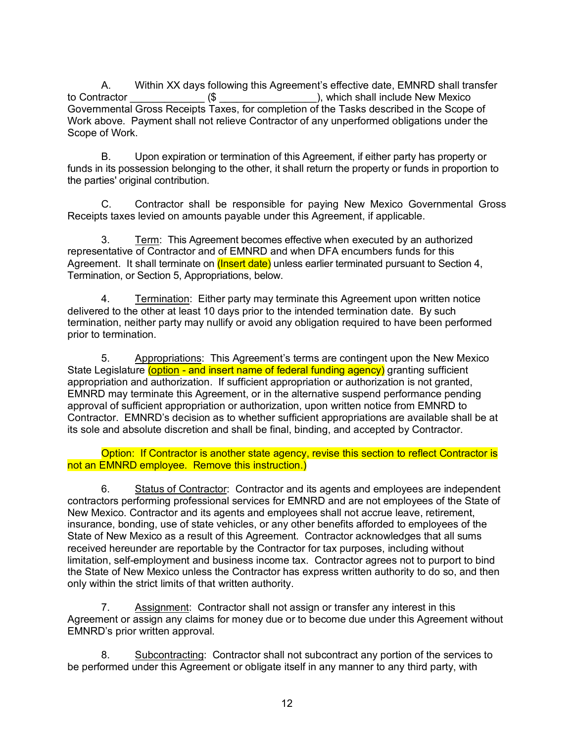A. Within XX days following this Agreement's effective date, EMNRD shall transfer to Contractor _____________ ($ _________________), which shall include New Mexico Governmental Gross Receipts Taxes, for completion of the Tasks described in the Scope of Work above. Payment shall not relieve Contractor of any unperformed obligations under the Scope of Work.

B. Upon expiration or termination of this Agreement, if either party has property or funds in its possession belonging to the other, it shall return the property or funds in proportion to the parties' original contribution.

C. Contractor shall be responsible for paying New Mexico Governmental Gross Receipts taxes levied on amounts payable under this Agreement, if applicable.

3. Term: This Agreement becomes effective when executed by an authorized representative of Contractor and of EMNRD and when DFA encumbers funds for this Agreement. It shall terminate on (Insert date) unless earlier terminated pursuant to Section 4, Termination, or Section 5, Appropriations, below.

4. Termination: Either party may terminate this Agreement upon written notice delivered to the other at least 10 days prior to the intended termination date. By such termination, neither party may nullify or avoid any obligation required to have been performed prior to termination.

5. Appropriations: This Agreement's terms are contingent upon the New Mexico State Legislature (option - and insert name of federal funding agency) granting sufficient appropriation and authorization. If sufficient appropriation or authorization is not granted, EMNRD may terminate this Agreement, or in the alternative suspend performance pending approval of sufficient appropriation or authorization, upon written notice from EMNRD to Contractor. EMNRD's decision as to whether sufficient appropriations are available shall be at its sole and absolute discretion and shall be final, binding, and accepted by Contractor.

Option: If Contractor is another state agency, revise this section to reflect Contractor is not an EMNRD employee. Remove this instruction.)

6. Status of Contractor: Contractor and its agents and employees are independent contractors performing professional services for EMNRD and are not employees of the State of New Mexico. Contractor and its agents and employees shall not accrue leave, retirement, insurance, bonding, use of state vehicles, or any other benefits afforded to employees of the State of New Mexico as a result of this Agreement. Contractor acknowledges that all sums received hereunder are reportable by the Contractor for tax purposes, including without limitation, self-employment and business income tax. Contractor agrees not to purport to bind the State of New Mexico unless the Contractor has express written authority to do so, and then only within the strict limits of that written authority.

7. Assignment: Contractor shall not assign or transfer any interest in this Agreement or assign any claims for money due or to become due under this Agreement without EMNRD's prior written approval.

8. Subcontracting: Contractor shall not subcontract any portion of the services to be performed under this Agreement or obligate itself in any manner to any third party, with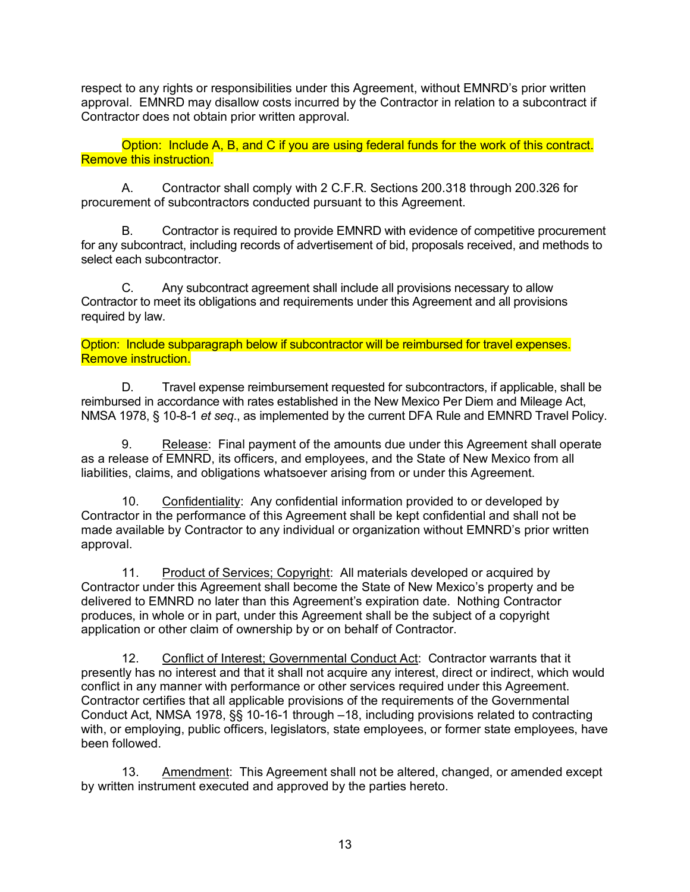respect to any rights or responsibilities under this Agreement, without EMNRD's prior written approval. EMNRD may disallow costs incurred by the Contractor in relation to a subcontract if Contractor does not obtain prior written approval.

Option: Include A, B, and C if you are using federal funds for the work of this contract. Remove this instruction.

A. Contractor shall comply with 2 C.F.R. Sections 200.318 through 200.326 for procurement of subcontractors conducted pursuant to this Agreement.

B. Contractor is required to provide EMNRD with evidence of competitive procurement for any subcontract, including records of advertisement of bid, proposals received, and methods to select each subcontractor.

C. Any subcontract agreement shall include all provisions necessary to allow Contractor to meet its obligations and requirements under this Agreement and all provisions required by law.

Option: Include subparagraph below if subcontractor will be reimbursed for travel expenses. Remove instruction.

D. Travel expense reimbursement requested for subcontractors, if applicable, shall be reimbursed in accordance with rates established in the New Mexico Per Diem and Mileage Act, NMSA 1978, § 10-8-1 *et seq*., as implemented by the current DFA Rule and EMNRD Travel Policy.

9. Release: Final payment of the amounts due under this Agreement shall operate as a release of EMNRD, its officers, and employees, and the State of New Mexico from all liabilities, claims, and obligations whatsoever arising from or under this Agreement.

10. Confidentiality: Any confidential information provided to or developed by Contractor in the performance of this Agreement shall be kept confidential and shall not be made available by Contractor to any individual or organization without EMNRD's prior written approval.

11. Product of Services; Copyright: All materials developed or acquired by Contractor under this Agreement shall become the State of New Mexico's property and be delivered to EMNRD no later than this Agreement's expiration date. Nothing Contractor produces, in whole or in part, under this Agreement shall be the subject of a copyright application or other claim of ownership by or on behalf of Contractor.

12. Conflict of Interest; Governmental Conduct Act: Contractor warrants that it presently has no interest and that it shall not acquire any interest, direct or indirect, which would conflict in any manner with performance or other services required under this Agreement. Contractor certifies that all applicable provisions of the requirements of the Governmental Conduct Act, NMSA 1978, §§ 10-16-1 through –18, including provisions related to contracting with, or employing, public officers, legislators, state employees, or former state employees, have been followed.

13. Amendment: This Agreement shall not be altered, changed, or amended except by written instrument executed and approved by the parties hereto.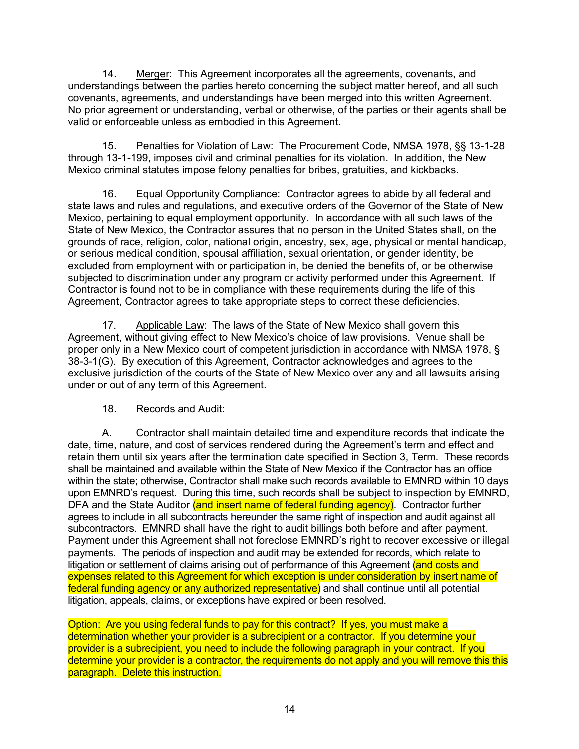14. Merger: This Agreement incorporates all the agreements, covenants, and understandings between the parties hereto concerning the subject matter hereof, and all such covenants, agreements, and understandings have been merged into this written Agreement. No prior agreement or understanding, verbal or otherwise, of the parties or their agents shall be valid or enforceable unless as embodied in this Agreement.

15. Penalties for Violation of Law: The Procurement Code, NMSA 1978, §§ 13-1-28 through 13-1-199, imposes civil and criminal penalties for its violation. In addition, the New Mexico criminal statutes impose felony penalties for bribes, gratuities, and kickbacks.

16. Equal Opportunity Compliance: Contractor agrees to abide by all federal and state laws and rules and regulations, and executive orders of the Governor of the State of New Mexico, pertaining to equal employment opportunity. In accordance with all such laws of the State of New Mexico, the Contractor assures that no person in the United States shall, on the grounds of race, religion, color, national origin, ancestry, sex, age, physical or mental handicap, or serious medical condition, spousal affiliation, sexual orientation, or gender identity, be excluded from employment with or participation in, be denied the benefits of, or be otherwise subjected to discrimination under any program or activity performed under this Agreement. If Contractor is found not to be in compliance with these requirements during the life of this Agreement, Contractor agrees to take appropriate steps to correct these deficiencies.

17. Applicable Law: The laws of the State of New Mexico shall govern this Agreement, without giving effect to New Mexico's choice of law provisions. Venue shall be proper only in a New Mexico court of competent jurisdiction in accordance with NMSA 1978, § 38-3-1(G). By execution of this Agreement, Contractor acknowledges and agrees to the exclusive jurisdiction of the courts of the State of New Mexico over any and all lawsuits arising under or out of any term of this Agreement.

18. Records and Audit:

A. Contractor shall maintain detailed time and expenditure records that indicate the date, time, nature, and cost of services rendered during the Agreement's term and effect and retain them until six years after the termination date specified in Section 3, Term. These records shall be maintained and available within the State of New Mexico if the Contractor has an office within the state; otherwise, Contractor shall make such records available to EMNRD within 10 days upon EMNRD's request. During this time, such records shall be subject to inspection by EMNRD, DFA and the State Auditor (and insert name of federal funding agency). Contractor further agrees to include in all subcontracts hereunder the same right of inspection and audit against all subcontractors. EMNRD shall have the right to audit billings both before and after payment. Payment under this Agreement shall not foreclose EMNRD's right to recover excessive or illegal payments. The periods of inspection and audit may be extended for records, which relate to litigation or settlement of claims arising out of performance of this Agreement (and costs and expenses related to this Agreement for which exception is under consideration by insert name of federal funding agency or any authorized representative) and shall continue until all potential litigation, appeals, claims, or exceptions have expired or been resolved.

Option: Are you using federal funds to pay for this contract? If yes, you must make a determination whether your provider is a subrecipient or a contractor. If you determine your provider is a subrecipient, you need to include the following paragraph in your contract. If you determine your provider is a contractor, the requirements do not apply and you will remove this this paragraph. Delete this instruction.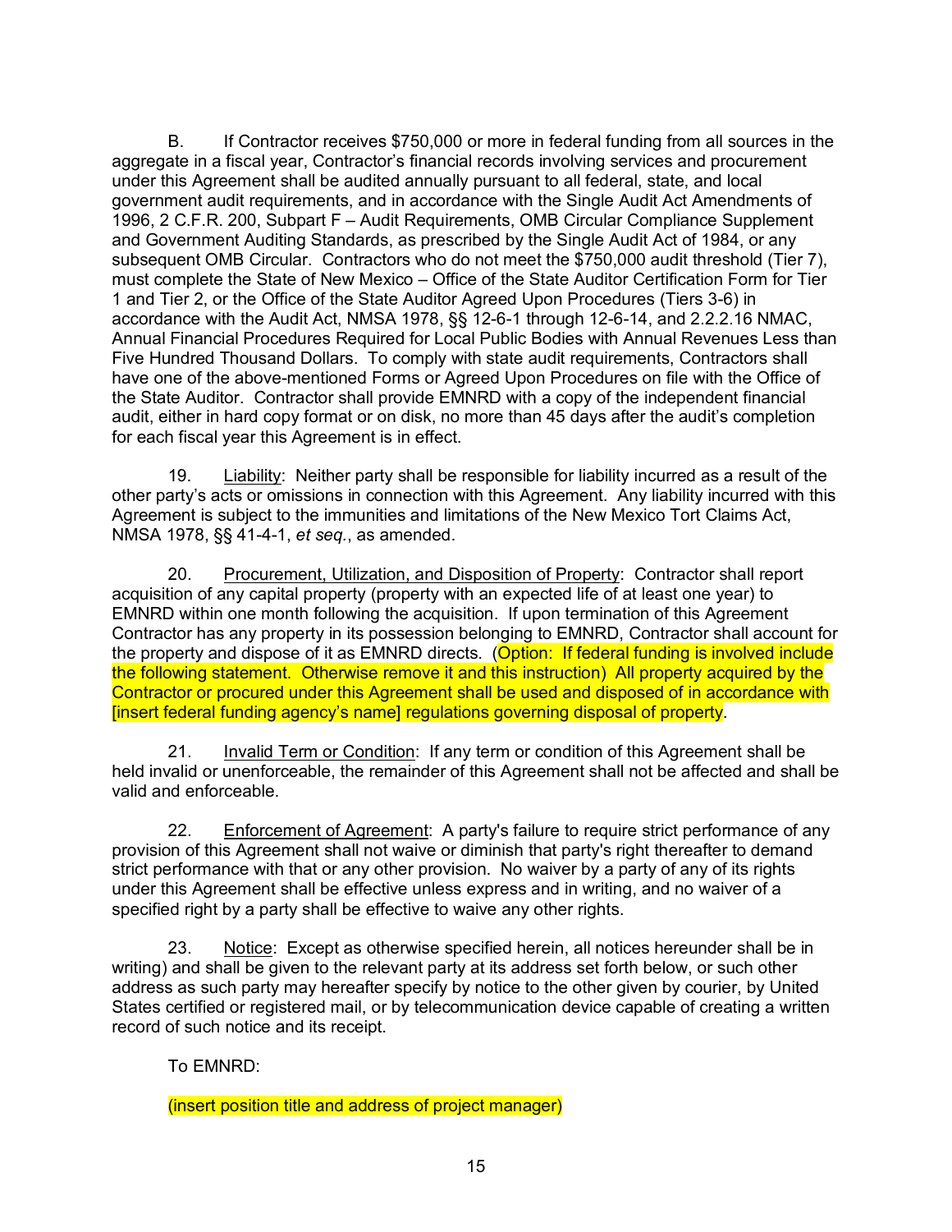B. If Contractor receives $750,000 or more in federal funding from all sources in the aggregate in a fiscal year, Contractor's financial records involving services and procurement under this Agreement shall be audited annually pursuant to all federal, state, and local government audit requirements, and in accordance with the Single Audit Act Amendments of 1996, 2 C.F.R. 200, Subpart F – Audit Requirements, OMB Circular Compliance Supplement and Government Auditing Standards, as prescribed by the Single Audit Act of 1984, or any subsequent OMB Circular. Contractors who do not meet the $750,000 audit threshold (Tier 7), must complete the State of New Mexico – Office of the State Auditor Certification Form for Tier 1 and Tier 2, or the Office of the State Auditor Agreed Upon Procedures (Tiers 3-6) in accordance with the Audit Act, NMSA 1978, §§ 12-6-1 through 12-6-14, and 2.2.2.16 NMAC, Annual Financial Procedures Required for Local Public Bodies with Annual Revenues Less than Five Hundred Thousand Dollars. To comply with state audit requirements, Contractors shall have one of the above-mentioned Forms or Agreed Upon Procedures on file with the Office of the State Auditor. Contractor shall provide EMNRD with a copy of the independent financial audit, either in hard copy format or on disk, no more than 45 days after the audit's completion for each fiscal year this Agreement is in effect.

19. Liability: Neither party shall be responsible for liability incurred as a result of the other party's acts or omissions in connection with this Agreement. Any liability incurred with this Agreement is subject to the immunities and limitations of the New Mexico Tort Claims Act, NMSA 1978, §§ 41-4-1, *et seq.*, as amended.

20. Procurement, Utilization, and Disposition of Property: Contractor shall report acquisition of any capital property (property with an expected life of at least one year) to EMNRD within one month following the acquisition. If upon termination of this Agreement Contractor has any property in its possession belonging to EMNRD, Contractor shall account for the property and dispose of it as EMNRD directs. (Option: If federal funding is involved include the following statement. Otherwise remove it and this instruction) All property acquired by the Contractor or procured under this Agreement shall be used and disposed of in accordance with [insert federal funding agency's name] regulations governing disposal of property.

21. Invalid Term or Condition: If any term or condition of this Agreement shall be held invalid or unenforceable, the remainder of this Agreement shall not be affected and shall be valid and enforceable.

22. Enforcement of Agreement: A party's failure to require strict performance of any provision of this Agreement shall not waive or diminish that party's right thereafter to demand strict performance with that or any other provision. No waiver by a party of any of its rights under this Agreement shall be effective unless express and in writing, and no waiver of a specified right by a party shall be effective to waive any other rights.

23. Notice: Except as otherwise specified herein, all notices hereunder shall be in writing) and shall be given to the relevant party at its address set forth below, or such other address as such party may hereafter specify by notice to the other given by courier, by United States certified or registered mail, or by telecommunication device capable of creating a written record of such notice and its receipt.

To EMNRD:

(insert position title and address of project manager)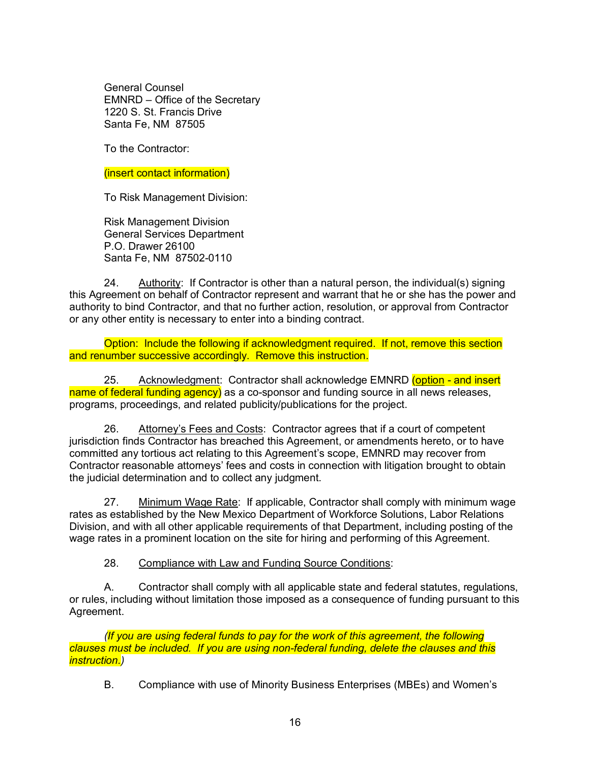General Counsel
EMNRD – Office of the Secretary
1220 S. St. Francis Drive
Santa Fe, NM 87505

To the Contractor:

(insert contact information)

To Risk Management Division:

Risk Management Division
General Services Department
P.O. Drawer 26100
Santa Fe, NM 87502-0110

24. Authority: If Contractor is other than a natural person, the individual(s) signing this Agreement on behalf of Contractor represent and warrant that he or she has the power and authority to bind Contractor, and that no further action, resolution, or approval from Contractor or any other entity is necessary to enter into a binding contract.

Option: Include the following if acknowledgment required. If not, remove this section and renumber successive accordingly. Remove this instruction.

25. Acknowledgment: Contractor shall acknowledge EMNRD (option - and insert name of federal funding agency) as a co-sponsor and funding source in all news releases, programs, proceedings, and related publicity/publications for the project.

26. Attorney's Fees and Costs: Contractor agrees that if a court of competent jurisdiction finds Contractor has breached this Agreement, or amendments hereto, or to have committed any tortious act relating to this Agreement's scope, EMNRD may recover from Contractor reasonable attorneys' fees and costs in connection with litigation brought to obtain the judicial determination and to collect any judgment.

27. Minimum Wage Rate: If applicable, Contractor shall comply with minimum wage rates as established by the New Mexico Department of Workforce Solutions, Labor Relations Division, and with all other applicable requirements of that Department, including posting of the wage rates in a prominent location on the site for hiring and performing of this Agreement.

28. Compliance with Law and Funding Source Conditions:

A. Contractor shall comply with all applicable state and federal statutes, regulations, or rules, including without limitation those imposed as a consequence of funding pursuant to this Agreement.

*(If you are using federal funds to pay for the work of this agreement, the following clauses must be included. If you are using non-federal funding, delete the clauses and this instruction.)*

B. Compliance with use of Minority Business Enterprises (MBEs) and Women's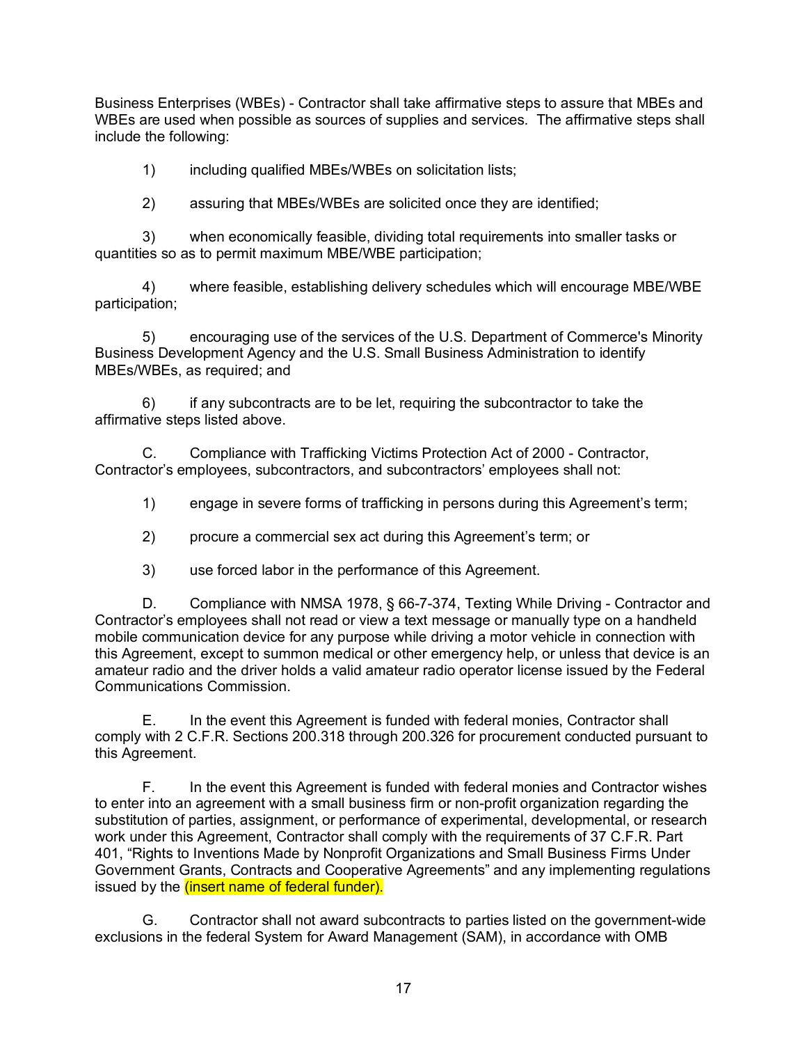Business Enterprises (WBEs) - Contractor shall take affirmative steps to assure that MBEs and WBEs are used when possible as sources of supplies and services. The affirmative steps shall include the following:

1) including qualified MBEs/WBEs on solicitation lists;

2) assuring that MBEs/WBEs are solicited once they are identified;

3) when economically feasible, dividing total requirements into smaller tasks or quantities so as to permit maximum MBE/WBE participation;

4) where feasible, establishing delivery schedules which will encourage MBE/WBE participation;

5) encouraging use of the services of the U.S. Department of Commerce's Minority Business Development Agency and the U.S. Small Business Administration to identify MBEs/WBEs, as required; and

6) if any subcontracts are to be let, requiring the subcontractor to take the affirmative steps listed above.

C. Compliance with Trafficking Victims Protection Act of 2000 - Contractor, Contractor's employees, subcontractors, and subcontractors' employees shall not:

1) engage in severe forms of trafficking in persons during this Agreement's term;

2) procure a commercial sex act during this Agreement's term; or

3) use forced labor in the performance of this Agreement.

D. Compliance with NMSA 1978, § 66-7-374, Texting While Driving - Contractor and Contractor's employees shall not read or view a text message or manually type on a handheld mobile communication device for any purpose while driving a motor vehicle in connection with this Agreement, except to summon medical or other emergency help, or unless that device is an amateur radio and the driver holds a valid amateur radio operator license issued by the Federal Communications Commission.

E. In the event this Agreement is funded with federal monies, Contractor shall comply with 2 C.F.R. Sections 200.318 through 200.326 for procurement conducted pursuant to this Agreement.

F. In the event this Agreement is funded with federal monies and Contractor wishes to enter into an agreement with a small business firm or non-profit organization regarding the substitution of parties, assignment, or performance of experimental, developmental, or research work under this Agreement, Contractor shall comply with the requirements of 37 C.F.R. Part 401, "Rights to Inventions Made by Nonprofit Organizations and Small Business Firms Under Government Grants, Contracts and Cooperative Agreements" and any implementing regulations issued by the (insert name of federal funder).

G. Contractor shall not award subcontracts to parties listed on the government-wide exclusions in the federal System for Award Management (SAM), in accordance with OMB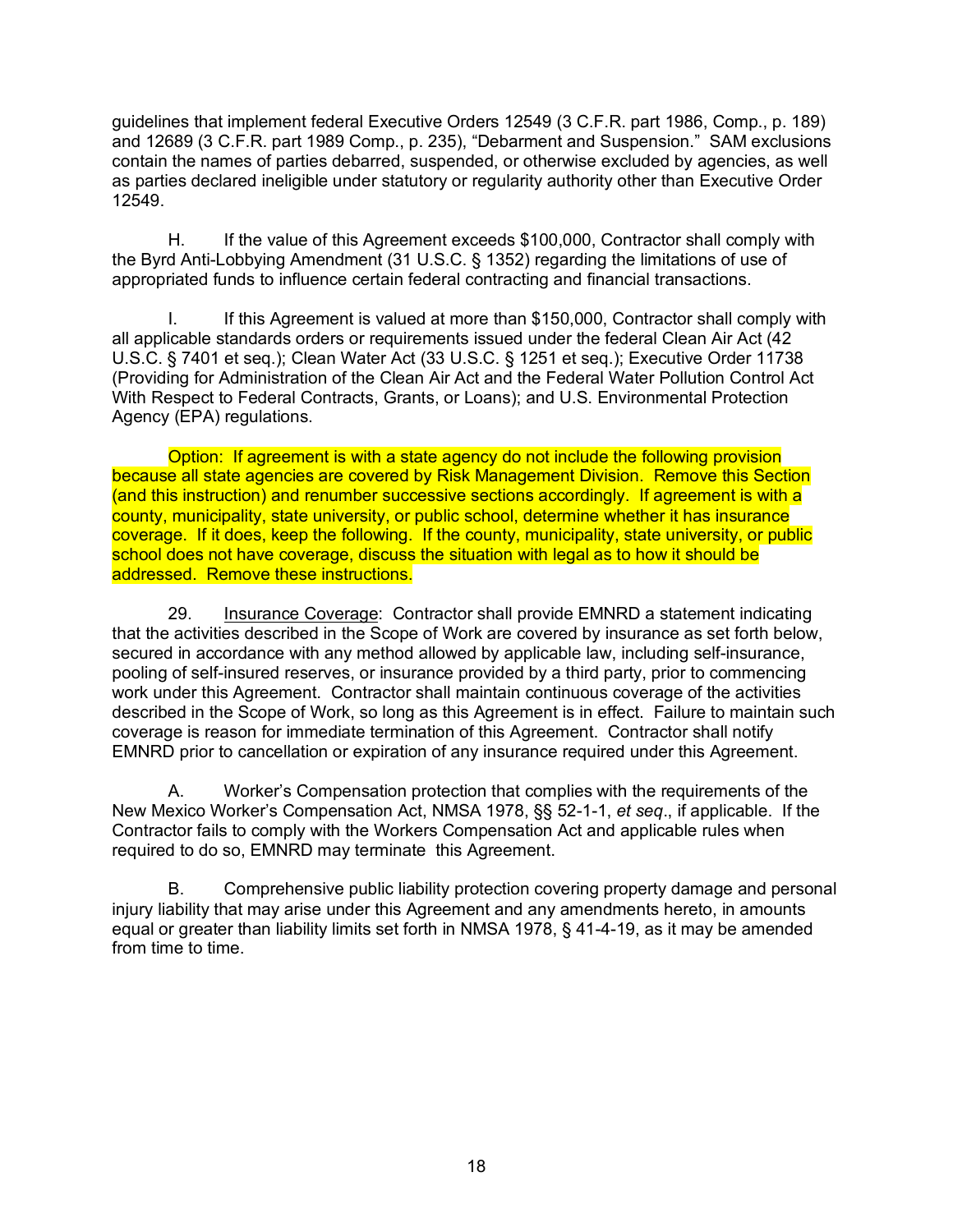guidelines that implement federal Executive Orders 12549 (3 C.F.R. part 1986, Comp., p. 189) and 12689 (3 C.F.R. part 1989 Comp., p. 235), "Debarment and Suspension." SAM exclusions contain the names of parties debarred, suspended, or otherwise excluded by agencies, as well as parties declared ineligible under statutory or regularity authority other than Executive Order 12549.

H. If the value of this Agreement exceeds $100,000, Contractor shall comply with the Byrd Anti-Lobbying Amendment (31 U.S.C. § 1352) regarding the limitations of use of appropriated funds to influence certain federal contracting and financial transactions.

I. If this Agreement is valued at more than $150,000, Contractor shall comply with all applicable standards orders or requirements issued under the federal Clean Air Act (42 U.S.C. § 7401 et seq.); Clean Water Act (33 U.S.C. § 1251 et seq.); Executive Order 11738 (Providing for Administration of the Clean Air Act and the Federal Water Pollution Control Act With Respect to Federal Contracts, Grants, or Loans); and U.S. Environmental Protection Agency (EPA) regulations.

Option: If agreement is with a state agency do not include the following provision because all state agencies are covered by Risk Management Division. Remove this Section (and this instruction) and renumber successive sections accordingly. If agreement is with a county, municipality, state university, or public school, determine whether it has insurance coverage. If it does, keep the following. If the county, municipality, state university, or public school does not have coverage, discuss the situation with legal as to how it should be addressed. Remove these instructions.

29. Insurance Coverage: Contractor shall provide EMNRD a statement indicating that the activities described in the Scope of Work are covered by insurance as set forth below, secured in accordance with any method allowed by applicable law, including self-insurance, pooling of self-insured reserves, or insurance provided by a third party, prior to commencing work under this Agreement. Contractor shall maintain continuous coverage of the activities described in the Scope of Work, so long as this Agreement is in effect. Failure to maintain such coverage is reason for immediate termination of this Agreement. Contractor shall notify EMNRD prior to cancellation or expiration of any insurance required under this Agreement.

A. Worker's Compensation protection that complies with the requirements of the New Mexico Worker's Compensation Act, NMSA 1978, §§ 52-1-1, *et seq*., if applicable. If the Contractor fails to comply with the Workers Compensation Act and applicable rules when required to do so, EMNRD may terminate this Agreement.

B. Comprehensive public liability protection covering property damage and personal injury liability that may arise under this Agreement and any amendments hereto, in amounts equal or greater than liability limits set forth in NMSA 1978, § 41-4-19, as it may be amended from time to time.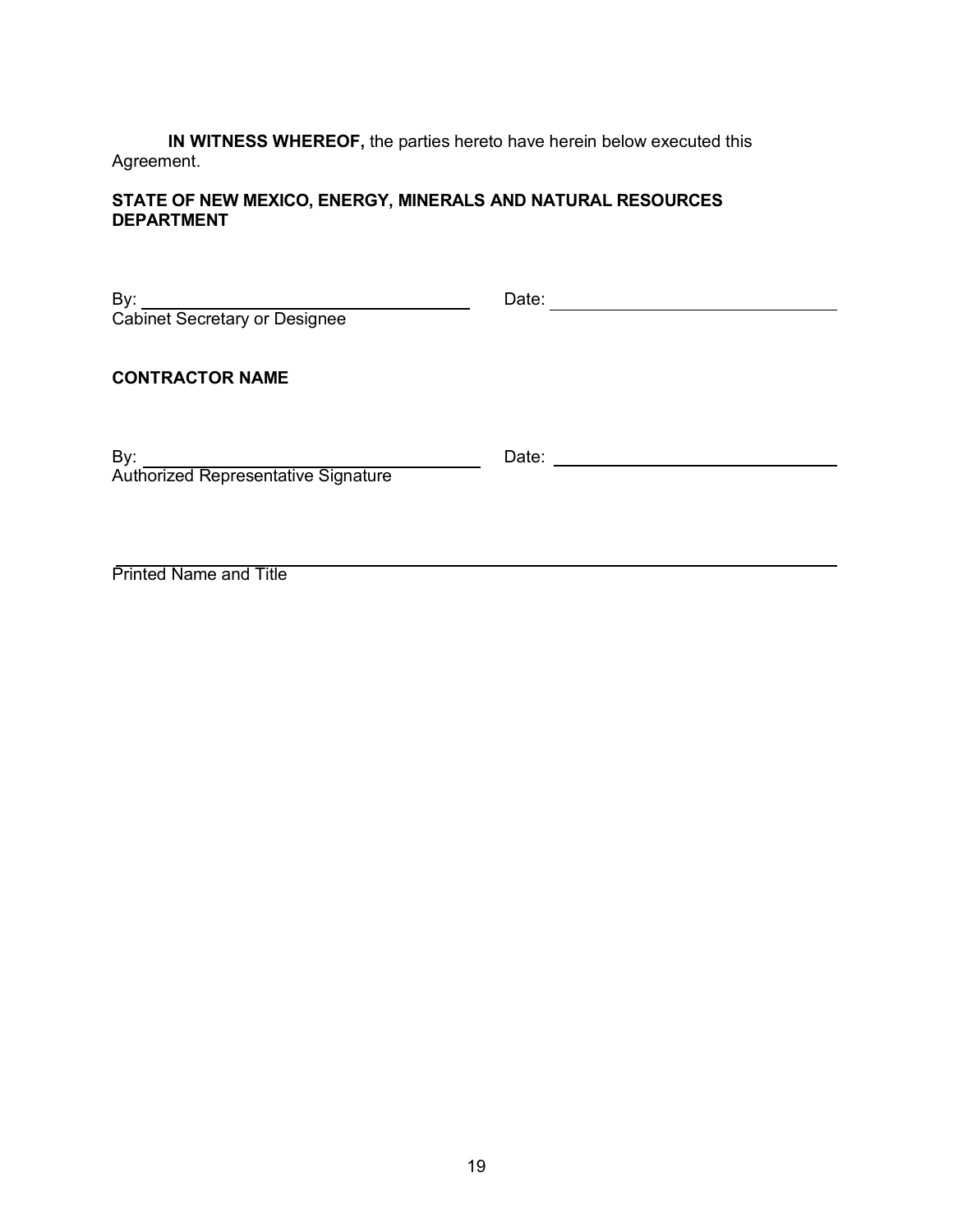**IN WITNESS WHEREOF,** the parties hereto have herein below executed this Agreement.

**STATE OF NEW MEXICO, ENERGY, MINERALS AND NATURAL RESOURCES DEPARTMENT**

By: ______________________________ Date: ______________________________
Cabinet Secretary or Designee

**CONTRACTOR NAME**

By: ______________________________ Date: ______________________________
Authorized Representative Signature

______________________________________________________________
Printed Name and Title